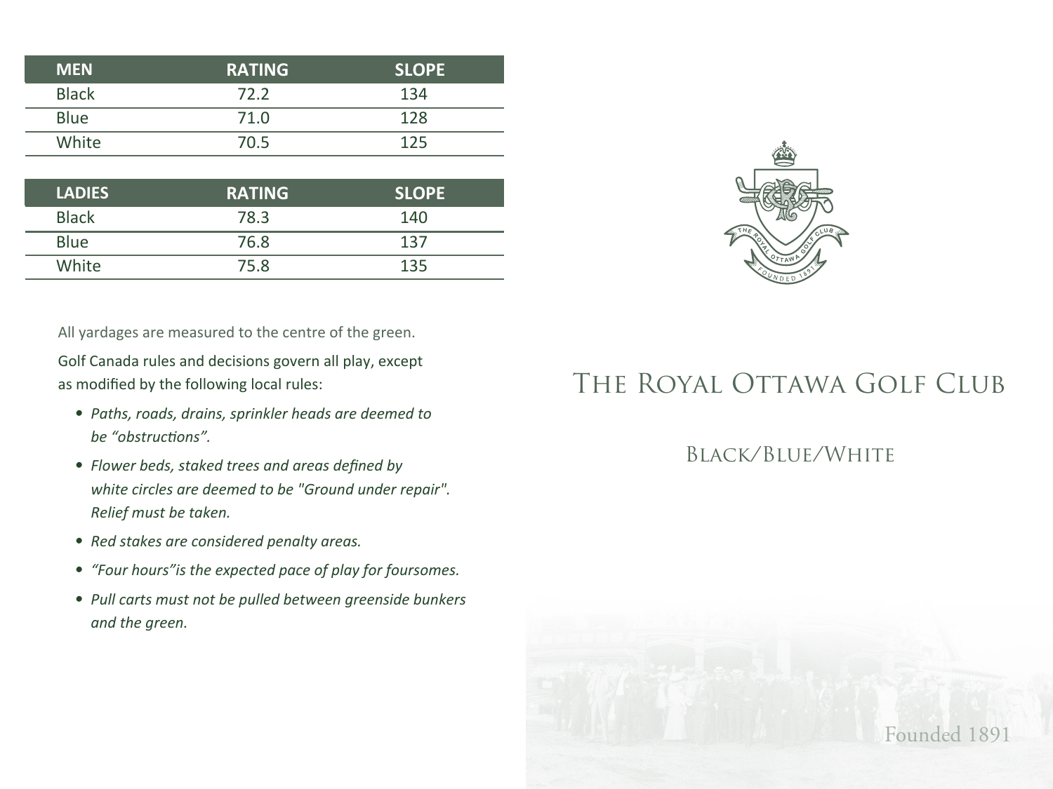| MEN | RATING | SLOPE |
|---|---|---|
| Black | 72.2 | 134 |
| Blue | 71.0 | 128 |
| White | 70.5 | 125 |

| LADIES | RATING | SLOPE |
|---|---|---|
| Black | 78.3 | 140 |
| Blue | 76.8 | 137 |
| White | 75.8 | 135 |

All yardages are measured to the centre of the green.

Golf Canada rules and decisions govern all play, except as modified by the following local rules:

- *Paths, roads, drains, sprinkler heads are deemed to be "obstructions".*
- *Flower beds, staked trees and areas defined by white circles are deemed to be "Ground under repair". Relief must be taken.*
- *Red stakes are considered penalty areas.*
- *"Four hours"is the expected pace of play for foursomes.*
- *Pull carts must not be pulled between greenside bunkers and the green.*

# The Royal Ottawa Golf Club

## Black/Blue/White

Founded 1891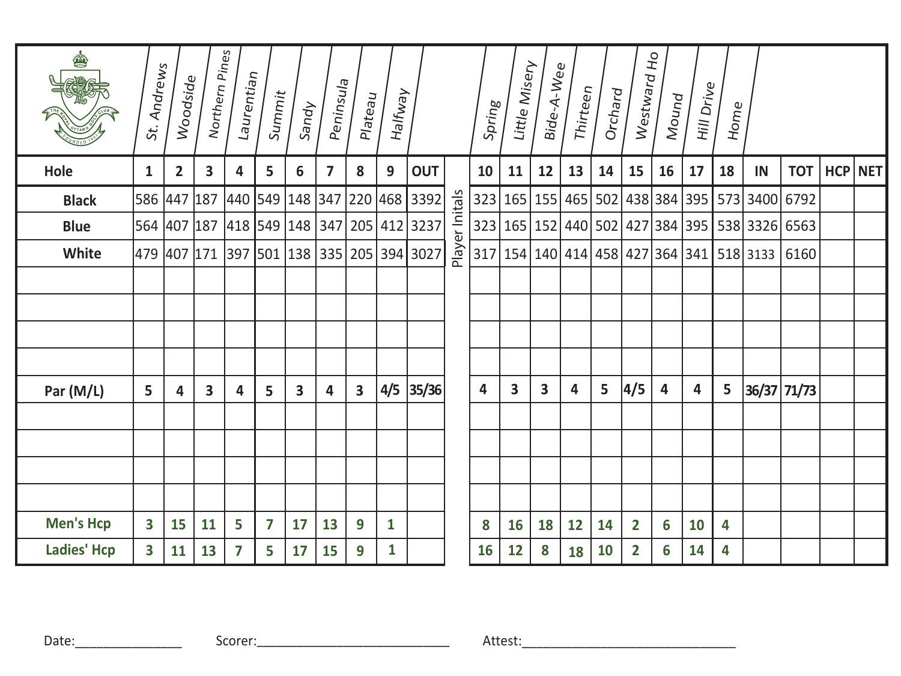| Hole | 1 | 2 | 3 | 4 | 5 | 6 | 7 | 8 | 9 | OUT | Player Initals | 10 | 11 | 12 | 13 | 14 | 15 | 16 | 17 | 18 | IN | TOT | HCP | NET |
|---|---|---|---|---|---|---|---|---|---|---|---|---|---|---|---|---|---|---|---|---|---|---|---|---|
| | St. Andrews | Woodside | Northern Pines | Laurentian | Summit | Sandy | Peninsula | Plateau | Halfway | | | Spring | Little Misery | Bide-A-Wee | Thirteen | Orchard | Westward Ho | Mound | Hill Drive | Home | | | | |
| **Black** | 586 | 447 | 187 | 440 | 549 | 148 | 347 | 220 | 468 | 3392 | | 323 | 165 | 155 | 465 | 502 | 438 | 384 | 395 | 573 | 3400 | 6792 | | |
| **Blue** | 564 | 407 | 187 | 418 | 549 | 148 | 347 | 205 | 412 | 3237 | | 323 | 165 | 152 | 440 | 502 | 427 | 384 | 395 | 538 | 3326 | 6563 | | |
| **White** | 479 | 407 | 171 | 397 | 501 | 138 | 335 | 205 | 394 | 3027 | | 317 | 154 | 140 | 414 | 458 | 427 | 364 | 341 | 518 | 3133 | 6160 | | |
| | | | | | | | | | | | | | | | | | | | | | | | | |
| | | | | | | | | | | | | | | | | | | | | | | | | |
| | | | | | | | | | | | | | | | | | | | | | | | | |
| | | | | | | | | | | | | | | | | | | | | | | | | |
| **Par (M/L)** | 5 | 4 | 3 | 4 | 5 | 3 | 4 | 3 | 4/5 | 35/36 | | 4 | 3 | 3 | 4 | 5 | 4/5 | 4 | 4 | 5 | 36/37 | 71/73 | | |
| | | | | | | | | | | | | | | | | | | | | | | | | |
| | | | | | | | | | | | | | | | | | | | | | | | | |
| | | | | | | | | | | | | | | | | | | | | | | | | |
| | | | | | | | | | | | | | | | | | | | | | | | | |
| **Men's Hcp** | 3 | 15 | 11 | 5 | 7 | 17 | 13 | 9 | 1 | | | 8 | 16 | 18 | 12 | 14 | 2 | 6 | 10 | 4 | | | | |
| **Ladies' Hcp** | 3 | 11 | 13 | 7 | 5 | 17 | 15 | 9 | 1 | | | 16 | 12 | 8 | 18 | 10 | 2 | 6 | 14 | 4 | | | | |

Date:_______________ Scorer:___________________________ Attest:______________________________